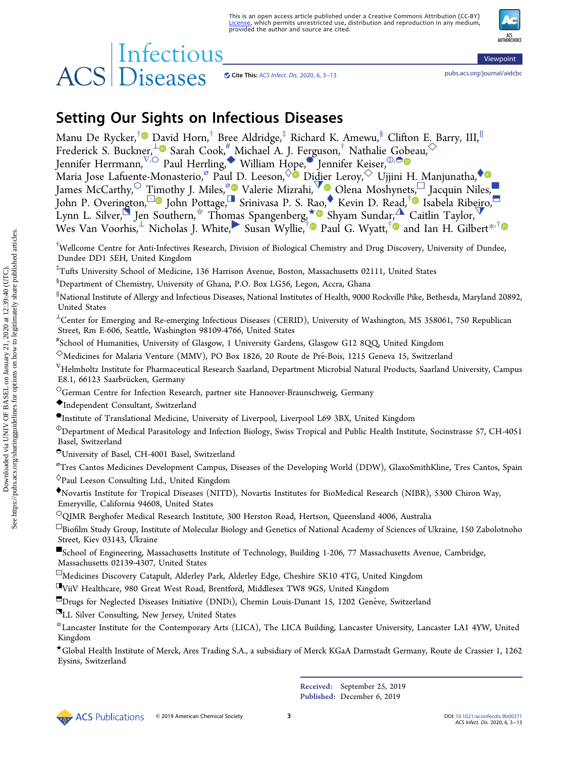This is an open access article published under a Creative Commons Attribution (CC-BY) License, which permits unrestricted use, distribution and reproduction in any medium, provided the author and source are cited.

Viewpoint

# Setting Our Sights on Infectious Diseases

Manu De Rycker,[†] David Horn,[†] Bree Aldridge,[‡] Richard K. Amewu,[§] Clifton E. Barry, III,[∥] Frederick S. Buckner,[⊥] Sarah Cook,[#] Michael A. J. Ferguson,[†] Nathalie Gobeau,[◇] Jennifer Herrmann,[∇,○] Paul Herrling,[◆] William Hope,[●] Jennifer Keiser,[⦶,◓] Maria Jose Lafuente-Monasterio,[⌀] Paul D. Leeson,[♢] Didier Leroy,[◇] Ujjini H. Manjunatha,[♦] James McCarthy,[⬡] Timothy J. Miles,[⌀] Valerie Mizrahi,[⧩] Olena Moshynets,[□] Jacquin Niles,[■] John P. Overington,[⊡] John Pottage,[◨] Srinivasa P. S. Rao,[♦] Kevin D. Read,[†] Isabela Ribeiro,[⬒] Lynn L. Silver,[◪] Jen Southern,[☆] Thomas Spangenberg,[★] Shyam Sundar,[▲] Caitlin Taylor,[▽] Wes Van Voorhis,[⊥] Nicholas J. White,[▶] Susan Wyllie,[†] Paul G. Wyatt,[†] and Ian H. Gilbert[*,†]

[†]Wellcome Centre for Anti-Infectives Research, Division of Biological Chemistry and Drug Discovery, University of Dundee, Dundee DD1 5EH, United Kingdom

[‡]Tufts University School of Medicine, 136 Harrison Avenue, Boston, Massachusetts 02111, United States

[§]Department of Chemistry, University of Ghana, P.O. Box LG56, Legon, Accra, Ghana

[∥]National Institute of Allergy and Infectious Diseases, National Institutes of Health, 9000 Rockville Pike, Bethesda, Maryland 20892, United States

[⊥]Center for Emerging and Re-emerging Infectious Diseases (CERID), University of Washington, MS 358061, 750 Republican Street, Rm E-606, Seattle, Washington 98109-4766, United States

[#]School of Humanities, University of Glasgow, 1 University Gardens, Glasgow G12 8QQ, United Kingdom

[◇]Medicines for Malaria Venture (MMV), PO Box 1826, 20 Route de Pré-Bois, 1215 Geneva 15, Switzerland

[∇]Helmholtz Institute for Pharmaceutical Research Saarland, Department Microbial Natural Products, Saarland University, Campus E8.1, 66123 Saarbrücken, Germany

[○]German Centre for Infection Research, partner site Hannover-Braunschweig, Germany

[◆]Independent Consultant, Switzerland

[●]Institute of Translational Medicine, University of Liverpool, Liverpool L69 3BX, United Kingdom

[⦶]Department of Medical Parasitology and Infection Biology, Swiss Tropical and Public Health Institute, Socinstrasse 57, CH-4051 Basel, Switzerland

[◓]University of Basel, CH-4001 Basel, Switzerland

[⌀]Tres Cantos Medicines Development Campus, Diseases of the Developing World (DDW), GlaxoSmithKline, Tres Cantos, Spain

[♢]Paul Leeson Consulting Ltd., United Kingdom

[♦]Novartis Institute for Tropical Diseases (NITD), Novartis Institutes for BioMedical Research (NIBR), 5300 Chiron Way, Emeryville, California 94608, United States

[⬡]QIMR Berghofer Medical Research Institute, 300 Herston Road, Hertson, Queensland 4006, Australia

[□]Biofilm Study Group, Institute of Molecular Biology and Genetics of National Academy of Sciences of Ukraine, 150 Zabolotnoho Street, Kiev 03143, Ukraine

[■]School of Engineering, Massachusetts Institute of Technology, Building 1-206, 77 Massachusetts Avenue, Cambridge, Massachusetts 02139-4307, United States

[⊡]Medicines Discovery Catapult, Alderley Park, Alderley Edge, Cheshire SK10 4TG, United Kingdom

[◨]ViiV Healthcare, 980 Great West Road, Brentford, Middlesex TW8 9GS, United Kingdom

[⬒]Drugs for Neglected Diseases Initiative (DNDi), Chemin Louis-Dunant 15, 1202 Genève, Switzerland

[◪]LL Silver Consulting, New Jersey, United States

[☆]Lancaster Institute for the Contemporary Arts (LICA), The LICA Building, Lancaster University, Lancaster LA1 4YW, United Kingdom

[★]Global Health Institute of Merck, Ares Trading S.A., a subsidiary of Merck KGaA Darmstadt Germany, Route de Crassier 1, 1262 Eysins, Switzerland

**Received:** September 25, 2019
**Published:** December 6, 2019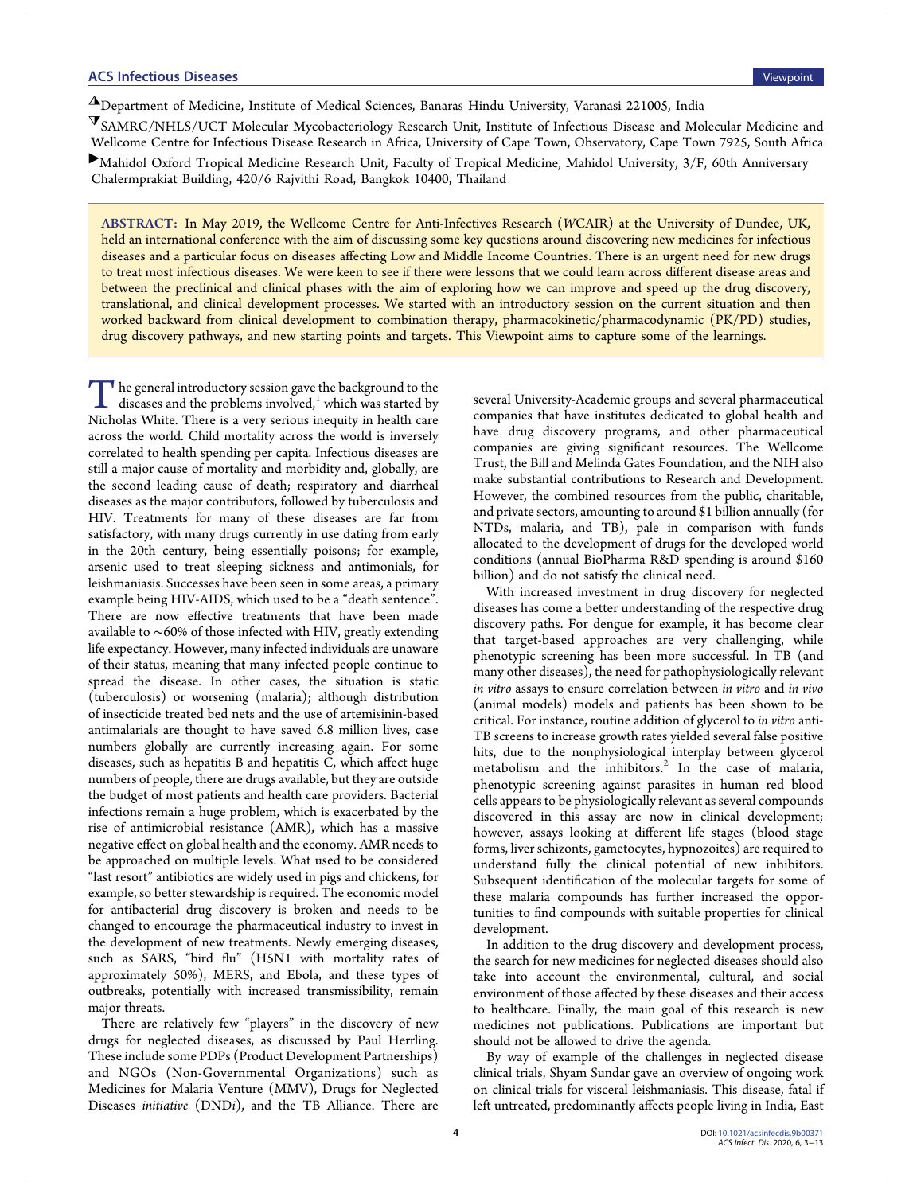△Department of Medicine, Institute of Medical Sciences, Banaras Hindu University, Varanasi 221005, India

▽SAMRC/NHLS/UCT Molecular Mycobacteriology Research Unit, Institute of Infectious Disease and Molecular Medicine and Wellcome Centre for Infectious Disease Research in Africa, University of Cape Town, Observatory, Cape Town 7925, South Africa

▶Mahidol Oxford Tropical Medicine Research Unit, Faculty of Tropical Medicine, Mahidol University, 3/F, 60th Anniversary Chalermprakiat Building, 420/6 Rajvithi Road, Bangkok 10400, Thailand

**ABSTRACT:** In May 2019, the Wellcome Centre for Anti-Infectives Research (*W*CAIR) at the University of Dundee, UK, held an international conference with the aim of discussing some key questions around discovering new medicines for infectious diseases and a particular focus on diseases affecting Low and Middle Income Countries. There is an urgent need for new drugs to treat most infectious diseases. We were keen to see if there were lessons that we could learn across different disease areas and between the preclinical and clinical phases with the aim of exploring how we can improve and speed up the drug discovery, translational, and clinical development processes. We started with an introductory session on the current situation and then worked backward from clinical development to combination therapy, pharmacokinetic/pharmacodynamic (PK/PD) studies, drug discovery pathways, and new starting points and targets. This Viewpoint aims to capture some of the learnings.

The general introductory session gave the background to the diseases and the problems involved,[1] which was started by Nicholas White. There is a very serious inequity in health care across the world. Child mortality across the world is inversely correlated to health spending per capita. Infectious diseases are still a major cause of mortality and morbidity and, globally, are the second leading cause of death; respiratory and diarrheal diseases as the major contributors, followed by tuberculosis and HIV. Treatments for many of these diseases are far from satisfactory, with many drugs currently in use dating from early in the 20th century, being essentially poisons; for example, arsenic used to treat sleeping sickness and antimonials, for leishmaniasis. Successes have been seen in some areas, a primary example being HIV-AIDS, which used to be a "death sentence". There are now effective treatments that have been made available to ~60% of those infected with HIV, greatly extending life expectancy. However, many infected individuals are unaware of their status, meaning that many infected people continue to spread the disease. In other cases, the situation is static (tuberculosis) or worsening (malaria); although distribution of insecticide treated bed nets and the use of artemisinin-based antimalarials are thought to have saved 6.8 million lives, case numbers globally are currently increasing again. For some diseases, such as hepatitis B and hepatitis C, which affect huge numbers of people, there are drugs available, but they are outside the budget of most patients and health care providers. Bacterial infections remain a huge problem, which is exacerbated by the rise of antimicrobial resistance (AMR), which has a massive negative effect on global health and the economy. AMR needs to be approached on multiple levels. What used to be considered "last resort" antibiotics are widely used in pigs and chickens, for example, so better stewardship is required. The economic model for antibacterial drug discovery is broken and needs to be changed to encourage the pharmaceutical industry to invest in the development of new treatments. Newly emerging diseases, such as SARS, "bird flu" (H5N1 with mortality rates of approximately 50%), MERS, and Ebola, and these types of outbreaks, potentially with increased transmissibility, remain major threats.

There are relatively few "players" in the discovery of new drugs for neglected diseases, as discussed by Paul Herrling. These include some PDPs (Product Development Partnerships) and NGOs (Non-Governmental Organizations) such as Medicines for Malaria Venture (MMV), Drugs for Neglected Diseases *initiative* (DND*i*), and the TB Alliance. There are several University-Academic groups and several pharmaceutical companies that have institutes dedicated to global health and have drug discovery programs, and other pharmaceutical companies are giving significant resources. The Wellcome Trust, the Bill and Melinda Gates Foundation, and the NIH also make substantial contributions to Research and Development. However, the combined resources from the public, charitable, and private sectors, amounting to around $1 billion annually (for NTDs, malaria, and TB), pale in comparison with funds allocated to the development of drugs for the developed world conditions (annual BioPharma R&D spending is around $160 billion) and do not satisfy the clinical need.

With increased investment in drug discovery for neglected diseases has come a better understanding of the respective drug discovery paths. For dengue for example, it has become clear that target-based approaches are very challenging, while phenotypic screening has been more successful. In TB (and many other diseases), the need for pathophysiologically relevant *in vitro* assays to ensure correlation between *in vitro* and *in vivo* (animal models) models and patients has been shown to be critical. For instance, routine addition of glycerol to *in vitro* anti-TB screens to increase growth rates yielded several false positive hits, due to the nonphysiological interplay between glycerol metabolism and the inhibitors.[2] In the case of malaria, phenotypic screening against parasites in human red blood cells appears to be physiologically relevant as several compounds discovered in this assay are now in clinical development; however, assays looking at different life stages (blood stage forms, liver schizonts, gametocytes, hypnozoites) are required to understand fully the clinical potential of new inhibitors. Subsequent identification of the molecular targets for some of these malaria compounds has further increased the opportunities to find compounds with suitable properties for clinical development.

In addition to the drug discovery and development process, the search for new medicines for neglected diseases should also take into account the environmental, cultural, and social environment of those affected by these diseases and their access to healthcare. Finally, the main goal of this research is new medicines not publications. Publications are important but should not be allowed to drive the agenda.

By way of example of the challenges in neglected disease clinical trials, Shyam Sundar gave an overview of ongoing work on clinical trials for visceral leishmaniasis. This disease, fatal if left untreated, predominantly affects people living in India, East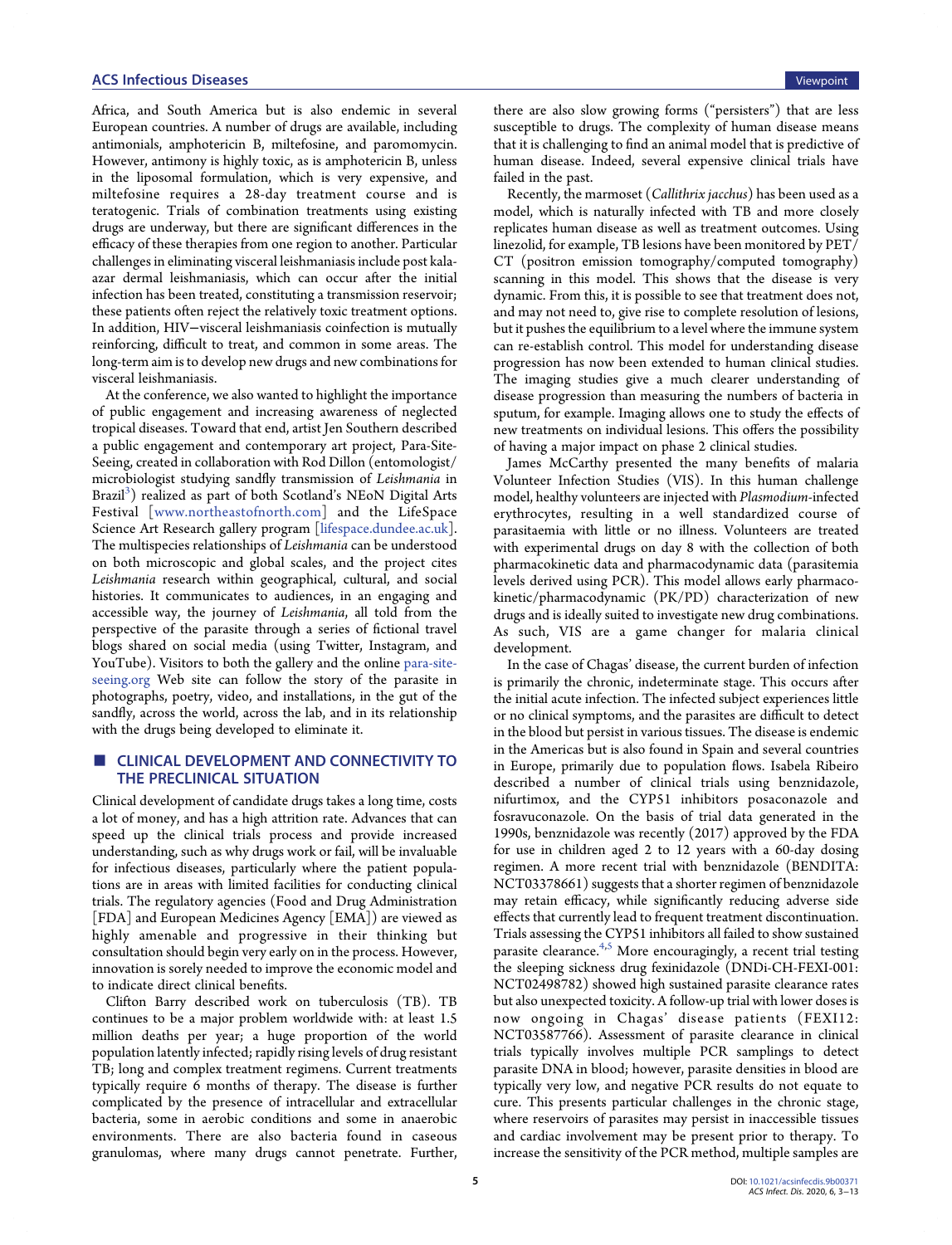Africa, and South America but is also endemic in several European countries. A number of drugs are available, including antimonials, amphotericin B, miltefosine, and paromomycin. However, antimony is highly toxic, as is amphotericin B, unless in the liposomal formulation, which is very expensive, and miltefosine requires a 28-day treatment course and is teratogenic. Trials of combination treatments using existing drugs are underway, but there are significant differences in the efficacy of these therapies from one region to another. Particular challenges in eliminating visceral leishmaniasis include post kala-azar dermal leishmaniasis, which can occur after the initial infection has been treated, constituting a transmission reservoir; these patients often reject the relatively toxic treatment options. In addition, HIV−visceral leishmaniasis coinfection is mutually reinforcing, difficult to treat, and common in some areas. The long-term aim is to develop new drugs and new combinations for visceral leishmaniasis.

At the conference, we also wanted to highlight the importance of public engagement and increasing awareness of neglected tropical diseases. Toward that end, artist Jen Southern described a public engagement and contemporary art project, Para-Site-Seeing, created in collaboration with Rod Dillon (entomologist/microbiologist studying sandfly transmission of *Leishmania* in Brazil[3]) realized as part of both Scotland's NEoN Digital Arts Festival [www.northeastofnorth.com] and the LifeSpace Science Art Research gallery program [lifespace.dundee.ac.uk]. The multispecies relationships of *Leishmania* can be understood on both microscopic and global scales, and the project cites *Leishmania* research within geographical, cultural, and social histories. It communicates to audiences, in an engaging and accessible way, the journey of *Leishmania*, all told from the perspective of the parasite through a series of fictional travel blogs shared on social media (using Twitter, Instagram, and YouTube). Visitors to both the gallery and the online para-site-seeing.org Web site can follow the story of the parasite in photographs, poetry, video, and installations, in the gut of the sandfly, across the world, across the lab, and in its relationship with the drugs being developed to eliminate it.

## CLINICAL DEVELOPMENT AND CONNECTIVITY TO THE PRECLINICAL SITUATION

Clinical development of candidate drugs takes a long time, costs a lot of money, and has a high attrition rate. Advances that can speed up the clinical trials process and provide increased understanding, such as why drugs work or fail, will be invaluable for infectious diseases, particularly where the patient populations are in areas with limited facilities for conducting clinical trials. The regulatory agencies (Food and Drug Administration [FDA] and European Medicines Agency [EMA]) are viewed as highly amenable and progressive in their thinking but consultation should begin very early on in the process. However, innovation is sorely needed to improve the economic model and to indicate direct clinical benefits.

Clifton Barry described work on tuberculosis (TB). TB continues to be a major problem worldwide with: at least 1.5 million deaths per year; a huge proportion of the world population latently infected; rapidly rising levels of drug resistant TB; long and complex treatment regimens. Current treatments typically require 6 months of therapy. The disease is further complicated by the presence of intracellular and extracellular bacteria, some in aerobic conditions and some in anaerobic environments. There are also bacteria found in caseous granulomas, where many drugs cannot penetrate. Further, there are also slow growing forms ("persisters") that are less susceptible to drugs. The complexity of human disease means that it is challenging to find an animal model that is predictive of human disease. Indeed, several expensive clinical trials have failed in the past.

Recently, the marmoset (*Callithrix jacchus*) has been used as a model, which is naturally infected with TB and more closely replicates human disease as well as treatment outcomes. Using linezolid, for example, TB lesions have been monitored by PET/CT (positron emission tomography/computed tomography) scanning in this model. This shows that the disease is very dynamic. From this, it is possible to see that treatment does not, and may not need to, give rise to complete resolution of lesions, but it pushes the equilibrium to a level where the immune system can re-establish control. This model for understanding disease progression has now been extended to human clinical studies. The imaging studies give a much clearer understanding of disease progression than measuring the numbers of bacteria in sputum, for example. Imaging allows one to study the effects of new treatments on individual lesions. This offers the possibility of having a major impact on phase 2 clinical studies.

James McCarthy presented the many benefits of malaria Volunteer Infection Studies (VIS). In this human challenge model, healthy volunteers are injected with *Plasmodium*-infected erythrocytes, resulting in a well standardized course of parasitaemia with little or no illness. Volunteers are treated with experimental drugs on day 8 with the collection of both pharmacokinetic data and pharmacodynamic data (parasitemia levels derived using PCR). This model allows early pharmacokinetic/pharmacodynamic (PK/PD) characterization of new drugs and is ideally suited to investigate new drug combinations. As such, VIS are a game changer for malaria clinical development.

In the case of Chagas' disease, the current burden of infection is primarily the chronic, indeterminate stage. This occurs after the initial acute infection. The infected subject experiences little or no clinical symptoms, and the parasites are difficult to detect in the blood but persist in various tissues. The disease is endemic in the Americas but is also found in Spain and several countries in Europe, primarily due to population flows. Isabela Ribeiro described a number of clinical trials using benznidazole, nifurtimox, and the CYP51 inhibitors posaconazole and fosravuconazole. On the basis of trial data generated in the 1990s, benznidazole was recently (2017) approved by the FDA for use in children aged 2 to 12 years with a 60-day dosing regimen. A more recent trial with benznidazole (BENDITA: NCT03378661) suggests that a shorter regimen of benznidazole may retain efficacy, while significantly reducing adverse side effects that currently lead to frequent treatment discontinuation. Trials assessing the CYP51 inhibitors all failed to show sustained parasite clearance.[4,5] More encouragingly, a recent trial testing the sleeping sickness drug fexinidazole (DNDi-CH-FEXI-001: NCT02498782) showed high sustained parasite clearance rates but also unexpected toxicity. A follow-up trial with lower doses is now ongoing in Chagas' disease patients (FEXI12: NCT03587766). Assessment of parasite clearance in clinical trials typically involves multiple PCR samplings to detect parasite DNA in blood; however, parasite densities in blood are typically very low, and negative PCR results do not equate to cure. This presents particular challenges in the chronic stage, where reservoirs of parasites may persist in inaccessible tissues and cardiac involvement may be present prior to therapy. To increase the sensitivity of the PCR method, multiple samples are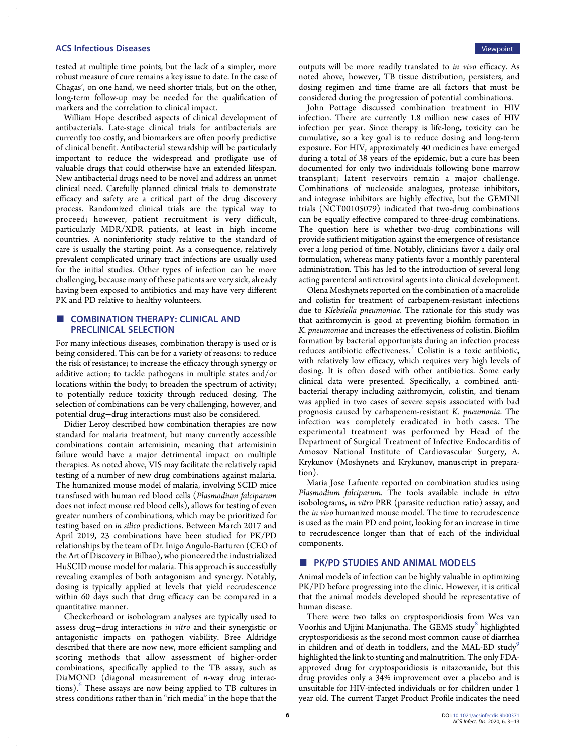tested at multiple time points, but the lack of a simpler, more robust measure of cure remains a key issue to date. In the case of Chagas', on one hand, we need shorter trials, but on the other, long-term follow-up may be needed for the qualification of markers and the correlation to clinical impact.

William Hope described aspects of clinical development of antibacterials. Late-stage clinical trials for antibacterials are currently too costly, and biomarkers are often poorly predictive of clinical benefit. Antibacterial stewardship will be particularly important to reduce the widespread and profligate use of valuable drugs that could otherwise have an extended lifespan. New antibacterial drugs need to be novel and address an unmet clinical need. Carefully planned clinical trials to demonstrate efficacy and safety are a critical part of the drug discovery process. Randomized clinical trials are the typical way to proceed; however, patient recruitment is very difficult, particularly MDR/XDR patients, at least in high income countries. A noninferiority study relative to the standard of care is usually the starting point. As a consequence, relatively prevalent complicated urinary tract infections are usually used for the initial studies. Other types of infection can be more challenging, because many of these patients are very sick, already having been exposed to antibiotics and may have very different PK and PD relative to healthy volunteers.

## COMBINATION THERAPY: CLINICAL AND PRECLINICAL SELECTION

For many infectious diseases, combination therapy is used or is being considered. This can be for a variety of reasons: to reduce the risk of resistance; to increase the efficacy through synergy or additive action; to tackle pathogens in multiple states and/or locations within the body; to broaden the spectrum of activity; to potentially reduce toxicity through reduced dosing. The selection of combinations can be very challenging, however, and potential drug−drug interactions must also be considered.

Didier Leroy described how combination therapies are now standard for malaria treatment, but many currently accessible combinations contain artemisinin, meaning that artemisinin failure would have a major detrimental impact on multiple therapies. As noted above, VIS may facilitate the relatively rapid testing of a number of new drug combinations against malaria. The humanized mouse model of malaria, involving SCID mice transfused with human red blood cells (*Plasmodium falciparum* does not infect mouse red blood cells), allows for testing of even greater numbers of combinations, which may be prioritized for testing based on *in silico* predictions. Between March 2017 and April 2019, 23 combinations have been studied for PK/PD relationships by the team of Dr. Inigo Angulo-Barturen (CEO of the Art of Discovery in Bilbao), who pioneered the industrialized HuSCID mouse model for malaria. This approach is successfully revealing examples of both antagonism and synergy. Notably, dosing is typically applied at levels that yield recrudescence within 60 days such that drug efficacy can be compared in a quantitative manner.

Checkerboard or isobologram analyses are typically used to assess drug−drug interactions *in vitro* and their synergistic or antagonistic impacts on pathogen viability. Bree Aldridge described that there are now new, more efficient sampling and scoring methods that allow assessment of higher-order combinations, specifically applied to the TB assay, such as DiaMOND (diagonal measurement of *n*-way drug interactions).[6] These assays are now being applied to TB cultures in stress conditions rather than in "rich media" in the hope that the outputs will be more readily translated to *in vivo* efficacy. As noted above, however, TB tissue distribution, persisters, and dosing regimen and time frame are all factors that must be considered during the progression of potential combinations.

John Pottage discussed combination treatment in HIV infection. There are currently 1.8 million new cases of HIV infection per year. Since therapy is life-long, toxicity can be cumulative, so a key goal is to reduce dosing and long-term exposure. For HIV, approximately 40 medicines have emerged during a total of 38 years of the epidemic, but a cure has been documented for only two individuals following bone marrow transplant; latent reservoirs remain a major challenge. Combinations of nucleoside analogues, protease inhibitors, and integrase inhibitors are highly effective, but the GEMINI trials (NCT00105079) indicated that two-drug combinations can be equally effective compared to three-drug combinations. The question here is whether two-drug combinations will provide sufficient mitigation against the emergence of resistance over a long period of time. Notably, clinicians favor a daily oral formulation, whereas many patients favor a monthly parenteral administration. This has led to the introduction of several long acting parenteral antiretroviral agents into clinical development.

Olena Moshynets reported on the combination of a macrolide and colistin for treatment of carbapenem-resistant infections due to *Klebsiella pneumoniae.* The rationale for this study was that azithromycin is good at preventing biofilm formation in *K. pneumoniae* and increases the effectiveness of colistin. Biofilm formation by bacterial opportunists during an infection process reduces antibiotic effectiveness.[7] Colistin is a toxic antibiotic, with relatively low efficacy, which requires very high levels of dosing. It is often dosed with other antibiotics. Some early clinical data were presented. Specifically, a combined antibacterial therapy including azithromycin, colistin, and tienam was applied in two cases of severe sepsis associated with bad prognosis caused by carbapenem-resistant *K. pneumonia*. The infection was completely eradicated in both cases. The experimental treatment was performed by Head of the Department of Surgical Treatment of Infective Endocarditis of Amosov National Institute of Cardiovascular Surgery, A. Krykunov (Moshynets and Krykunov, manuscript in preparation).

Maria Jose Lafuente reported on combination studies using *Plasmodium falciparum*. The tools available include *in vitro* isobolograms, *in vitro* PRR (parasite reduction ratio) assay, and the *in vivo* humanized mouse model. The time to recrudescence is used as the main PD end point, looking for an increase in time to recrudescence longer than that of each of the individual components.

## PK/PD STUDIES AND ANIMAL MODELS

Animal models of infection can be highly valuable in optimizing PK/PD before progressing into the clinic. However, it is critical that the animal models developed should be representative of human disease.

There were two talks on cryptosporidiosis from Wes van Voorhis and Ujjini Manjunatha. The GEMS study[8] highlighted cryptosporidiosis as the second most common cause of diarrhea in children and of death in toddlers, and the MAL-ED study[9] highlighted the link to stunting and malnutrition. The only FDA-approved drug for cryptosporidiosis is nitazoxanide, but this drug provides only a 34% improvement over a placebo and is unsuitable for HIV-infected individuals or for children under 1 year old. The current Target Product Profile indicates the need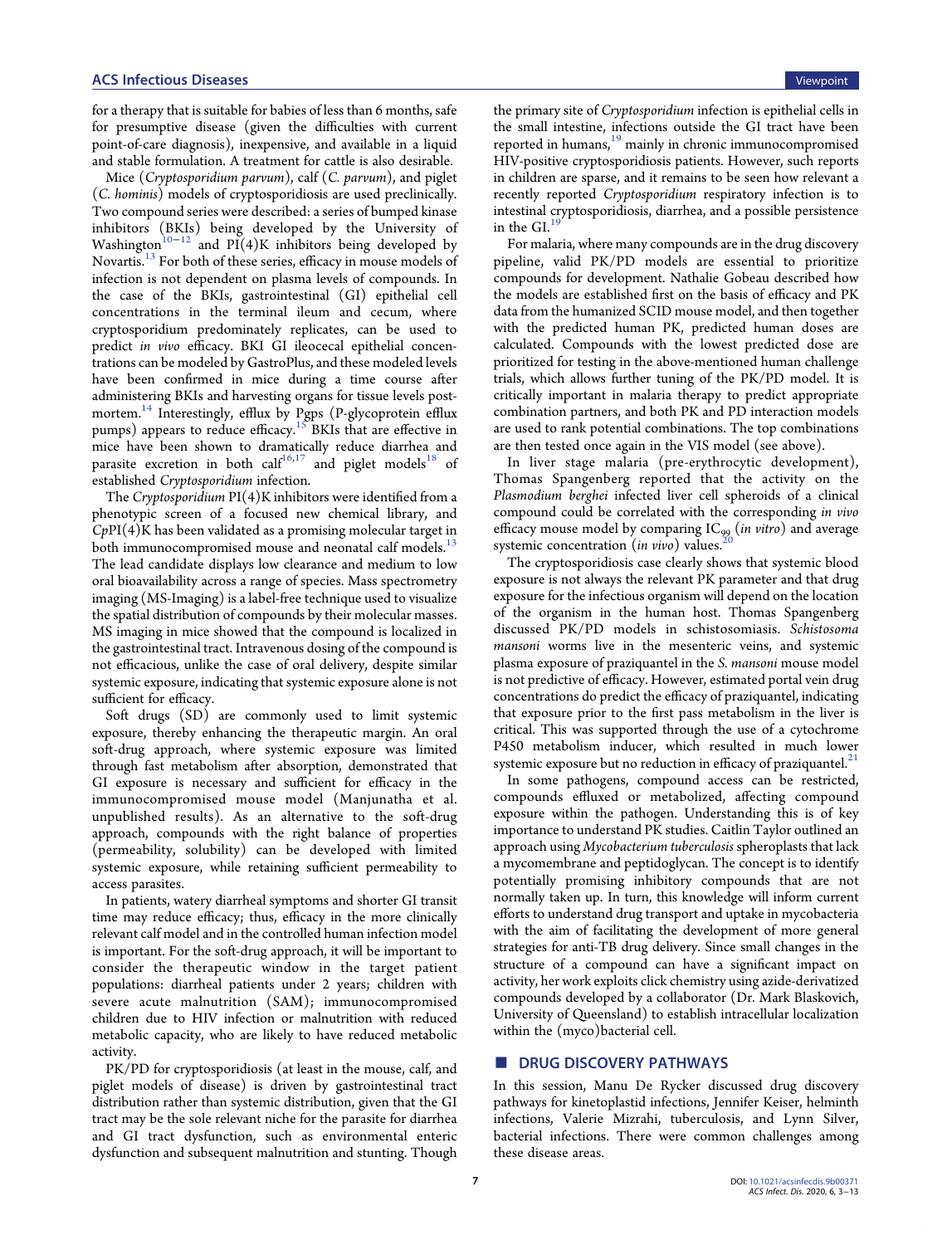for a therapy that is suitable for babies of less than 6 months, safe for presumptive disease (given the difficulties with current point-of-care diagnosis), inexpensive, and available in a liquid and stable formulation. A treatment for cattle is also desirable.

Mice (*Cryptosporidium parvum*), calf (*C. parvum*), and piglet (*C. hominis*) models of cryptosporidiosis are used preclinically. Two compound series were described: a series of bumped kinase inhibitors (BKIs) being developed by the University of Washington[10−12] and PI(4)K inhibitors being developed by Novartis.[13] For both of these series, efficacy in mouse models of infection is not dependent on plasma levels of compounds. In the case of the BKIs, gastrointestinal (GI) epithelial cell concentrations in the terminal ileum and cecum, where cryptosporidium predominately replicates, can be used to predict *in vivo* efficacy. BKI GI ileocecal epithelial concentrations can be modeled by GastroPlus, and these modeled levels have been confirmed in mice during a time course after administering BKIs and harvesting organs for tissue levels post-mortem.[14] Interestingly, efflux by Pgps (P-glycoprotein efflux pumps) appears to reduce efficacy.[15] BKIs that are effective in mice have been shown to dramatically reduce diarrhea and parasite excretion in both calf[16,17] and piglet models[18] of established *Cryptosporidium* infection.

The *Cryptosporidium* PI(4)K inhibitors were identified from a phenotypic screen of a focused new chemical library, and *Cp*PI(4)K has been validated as a promising molecular target in both immunocompromised mouse and neonatal calf models.[13] The lead candidate displays low clearance and medium to low oral bioavailability across a range of species. Mass spectrometry imaging (MS-Imaging) is a label-free technique used to visualize the spatial distribution of compounds by their molecular masses. MS imaging in mice showed that the compound is localized in the gastrointestinal tract. Intravenous dosing of the compound is not efficacious, unlike the case of oral delivery, despite similar systemic exposure, indicating that systemic exposure alone is not sufficient for efficacy.

Soft drugs (SD) are commonly used to limit systemic exposure, thereby enhancing the therapeutic margin. An oral soft-drug approach, where systemic exposure was limited through fast metabolism after absorption, demonstrated that GI exposure is necessary and sufficient for efficacy in the immunocompromised mouse model (Manjunatha et al. unpublished results). As an alternative to the soft-drug approach, compounds with the right balance of properties (permeability, solubility) can be developed with limited systemic exposure, while retaining sufficient permeability to access parasites.

In patients, watery diarrheal symptoms and shorter GI transit time may reduce efficacy; thus, efficacy in the more clinically relevant calf model and in the controlled human infection model is important. For the soft-drug approach, it will be important to consider the therapeutic window in the target patient populations: diarrheal patients under 2 years; children with severe acute malnutrition (SAM); immunocompromised children due to HIV infection or malnutrition with reduced metabolic capacity, who are likely to have reduced metabolic activity.

PK/PD for cryptosporidiosis (at least in the mouse, calf, and piglet models of disease) is driven by gastrointestinal tract distribution rather than systemic distribution, given that the GI tract may be the sole relevant niche for the parasite for diarrhea and GI tract dysfunction, such as environmental enteric dysfunction and subsequent malnutrition and stunting. Though the primary site of *Cryptosporidium* infection is epithelial cells in the small intestine, infections outside the GI tract have been reported in humans,[19] mainly in chronic immunocompromised HIV-positive cryptosporidiosis patients. However, such reports in children are sparse, and it remains to be seen how relevant a recently reported *Cryptosporidium* respiratory infection is to intestinal cryptosporidiosis, diarrhea, and a possible persistence in the GI.[19]

For malaria, where many compounds are in the drug discovery pipeline, valid PK/PD models are essential to prioritize compounds for development. Nathalie Gobeau described how the models are established first on the basis of efficacy and PK data from the humanized SCID mouse model, and then together with the predicted human PK, predicted human doses are calculated. Compounds with the lowest predicted dose are prioritized for testing in the above-mentioned human challenge trials, which allows further tuning of the PK/PD model. It is critically important in malaria therapy to predict appropriate combination partners, and both PK and PD interaction models are used to rank potential combinations. The top combinations are then tested once again in the VIS model (see above).

In liver stage malaria (pre-erythrocytic development), Thomas Spangenberg reported that the activity on the *Plasmodium berghei* infected liver cell spheroids of a clinical compound could be correlated with the corresponding *in vivo* efficacy mouse model by comparing $IC_{99}$ (*in vitro*) and average systemic concentration (*in vivo*) values.[20]

The cryptosporidiosis case clearly shows that systemic blood exposure is not always the relevant PK parameter and that drug exposure for the infectious organism will depend on the location of the organism in the human host. Thomas Spangenberg discussed PK/PD models in schistosomiasis. *Schistosoma mansoni* worms live in the mesenteric veins, and systemic plasma exposure of praziquantel in the *S. mansoni* mouse model is not predictive of efficacy. However, estimated portal vein drug concentrations do predict the efficacy of praziquantel, indicating that exposure prior to the first pass metabolism in the liver is critical. This was supported through the use of a cytochrome P450 metabolism inducer, which resulted in much lower systemic exposure but no reduction in efficacy of praziquantel.[21]

In some pathogens, compound access can be restricted, compounds effluxed or metabolized, affecting compound exposure within the pathogen. Understanding this is of key importance to understand PK studies. Caitlin Taylor outlined an approach using *Mycobacterium tuberculosis* spheroplasts that lack a mycomembrane and peptidoglycan. The concept is to identify potentially promising inhibitory compounds that are not normally taken up. In turn, this knowledge will inform current efforts to understand drug transport and uptake in mycobacteria with the aim of facilitating the development of more general strategies for anti-TB drug delivery. Since small changes in the structure of a compound can have a significant impact on activity, her work exploits click chemistry using azide-derivatized compounds developed by a collaborator (Dr. Mark Blaskovich, University of Queensland) to establish intracellular localization within the (myco)bacterial cell.

## DRUG DISCOVERY PATHWAYS

In this session, Manu De Rycker discussed drug discovery pathways for kinetoplastid infections, Jennifer Keiser, helminth infections, Valerie Mizrahi, tuberculosis, and Lynn Silver, bacterial infections. There were common challenges among these disease areas.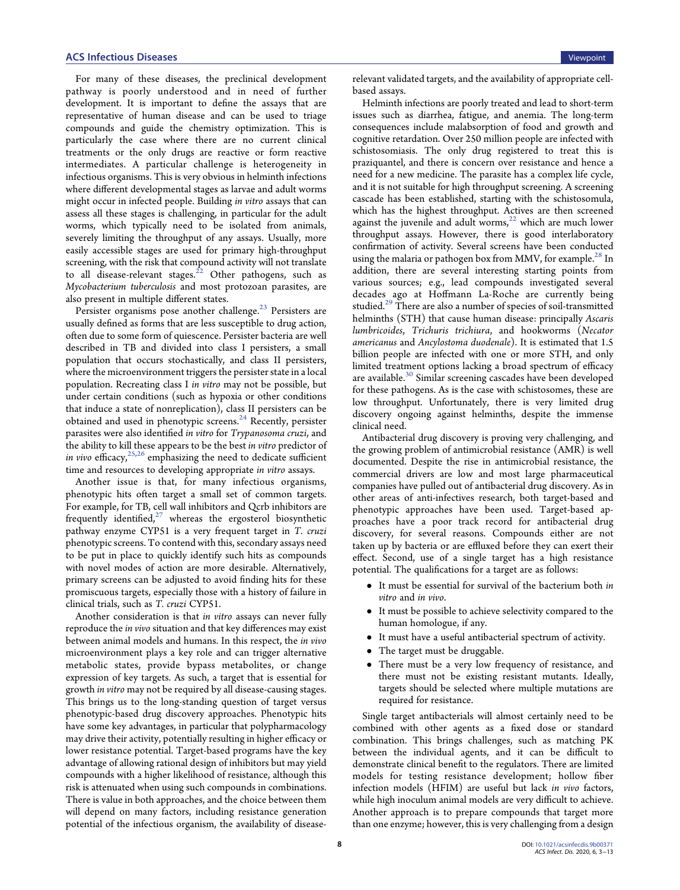For many of these diseases, the preclinical development pathway is poorly understood and in need of further development. It is important to define the assays that are representative of human disease and can be used to triage compounds and guide the chemistry optimization. This is particularly the case where there are no current clinical treatments or the only drugs are reactive or form reactive intermediates. A particular challenge is heterogeneity in infectious organisms. This is very obvious in helminth infections where different developmental stages as larvae and adult worms might occur in infected people. Building *in vitro* assays that can assess all these stages is challenging, in particular for the adult worms, which typically need to be isolated from animals, severely limiting the throughput of any assays. Usually, more easily accessible stages are used for primary high-throughput screening, with the risk that compound activity will not translate to all disease-relevant stages.[22] Other pathogens, such as *Mycobacterium tuberculosis* and most protozoan parasites, are also present in multiple different states.

Persister organisms pose another challenge.[23] Persisters are usually defined as forms that are less susceptible to drug action, often due to some form of quiescence. Persister bacteria are well described in TB and divided into class I persisters, a small population that occurs stochastically, and class II persisters, where the microenvironment triggers the persister state in a local population. Recreating class I *in vitro* may not be possible, but under certain conditions (such as hypoxia or other conditions that induce a state of nonreplication), class II persisters can be obtained and used in phenotypic screens.[24] Recently, persister parasites were also identified *in vitro* for *Trypanosoma cruzi*, and the ability to kill these appears to be the best *in vitro* predictor of *in vivo* efficacy,[25,26] emphasizing the need to dedicate sufficient time and resources to developing appropriate *in vitro* assays.

Another issue is that, for many infectious organisms, phenotypic hits often target a small set of common targets. For example, for TB, cell wall inhibitors and Qcrb inhibitors are frequently identified,[27] whereas the ergosterol biosynthetic pathway enzyme CYP51 is a very frequent target in *T. cruzi* phenotypic screens. To contend with this, secondary assays need to be put in place to quickly identify such hits as compounds with novel modes of action are more desirable. Alternatively, primary screens can be adjusted to avoid finding hits for these promiscuous targets, especially those with a history of failure in clinical trials, such as *T. cruzi* CYP51.

Another consideration is that *in vitro* assays can never fully reproduce the *in vivo* situation and that key differences may exist between animal models and humans. In this respect, the *in vivo* microenvironment plays a key role and can trigger alternative metabolic states, provide bypass metabolites, or change expression of key targets. As such, a target that is essential for growth *in vitro* may not be required by all disease-causing stages. This brings us to the long-standing question of target versus phenotypic-based drug discovery approaches. Phenotypic hits have some key advantages, in particular that polypharmacology may drive their activity, potentially resulting in higher efficacy or lower resistance potential. Target-based programs have the key advantage of allowing rational design of inhibitors but may yield compounds with a higher likelihood of resistance, although this risk is attenuated when using such compounds in combinations. There is value in both approaches, and the choice between them will depend on many factors, including resistance generation potential of the infectious organism, the availability of disease-relevant validated targets, and the availability of appropriate cell-based assays.

Helminth infections are poorly treated and lead to short-term issues such as diarrhea, fatigue, and anemia. The long-term consequences include malabsorption of food and growth and cognitive retardation. Over 250 million people are infected with schistosomiasis. The only drug registered to treat this is praziquantel, and there is concern over resistance and hence a need for a new medicine. The parasite has a complex life cycle, and it is not suitable for high throughput screening. A screening cascade has been established, starting with the schistosomula, which has the highest throughput. Actives are then screened against the juvenile and adult worms,[22] which are much lower throughput assays. However, there is good interlaboratory confirmation of activity. Several screens have been conducted using the malaria or pathogen box from MMV, for example.[28] In addition, there are several interesting starting points from various sources; e.g., lead compounds investigated several decades ago at Hoffmann La-Roche are currently being studied.[29] There are also a number of species of soil-transmitted helminths (STH) that cause human disease: principally *Ascaris lumbricoides*, *Trichuris trichiura*, and hookworms (*Necator americanus* and *Ancylostoma duodenale*). It is estimated that 1.5 billion people are infected with one or more STH, and only limited treatment options lacking a broad spectrum of efficacy are available.[30] Similar screening cascades have been developed for these pathogens. As is the case with schistosomes, these are low throughput. Unfortunately, there is very limited drug discovery ongoing against helminths, despite the immense clinical need.

Antibacterial drug discovery is proving very challenging, and the growing problem of antimicrobial resistance (AMR) is well documented. Despite the rise in antimicrobial resistance, the commercial drivers are low and most large pharmaceutical companies have pulled out of antibacterial drug discovery. As in other areas of anti-infectives research, both target-based and phenotypic approaches have been used. Target-based approaches have a poor track record for antibacterial drug discovery, for several reasons. Compounds either are not taken up by bacteria or are effluxed before they can exert their effect. Second, use of a single target has a high resistance potential. The qualifications for a target are as follows:

- It must be essential for survival of the bacterium both *in vitro* and *in vivo*.
- It must be possible to achieve selectivity compared to the human homologue, if any.
- It must have a useful antibacterial spectrum of activity.
- The target must be druggable.
- There must be a very low frequency of resistance, and there must not be existing resistant mutants. Ideally, targets should be selected where multiple mutations are required for resistance.

Single target antibacterials will almost certainly need to be combined with other agents as a fixed dose or standard combination. This brings challenges, such as matching PK between the individual agents, and it can be difficult to demonstrate clinical benefit to the regulators. There are limited models for testing resistance development; hollow fiber infection models (HFIM) are useful but lack *in vivo* factors, while high inoculum animal models are very difficult to achieve. Another approach is to prepare compounds that target more than one enzyme; however, this is very challenging from a design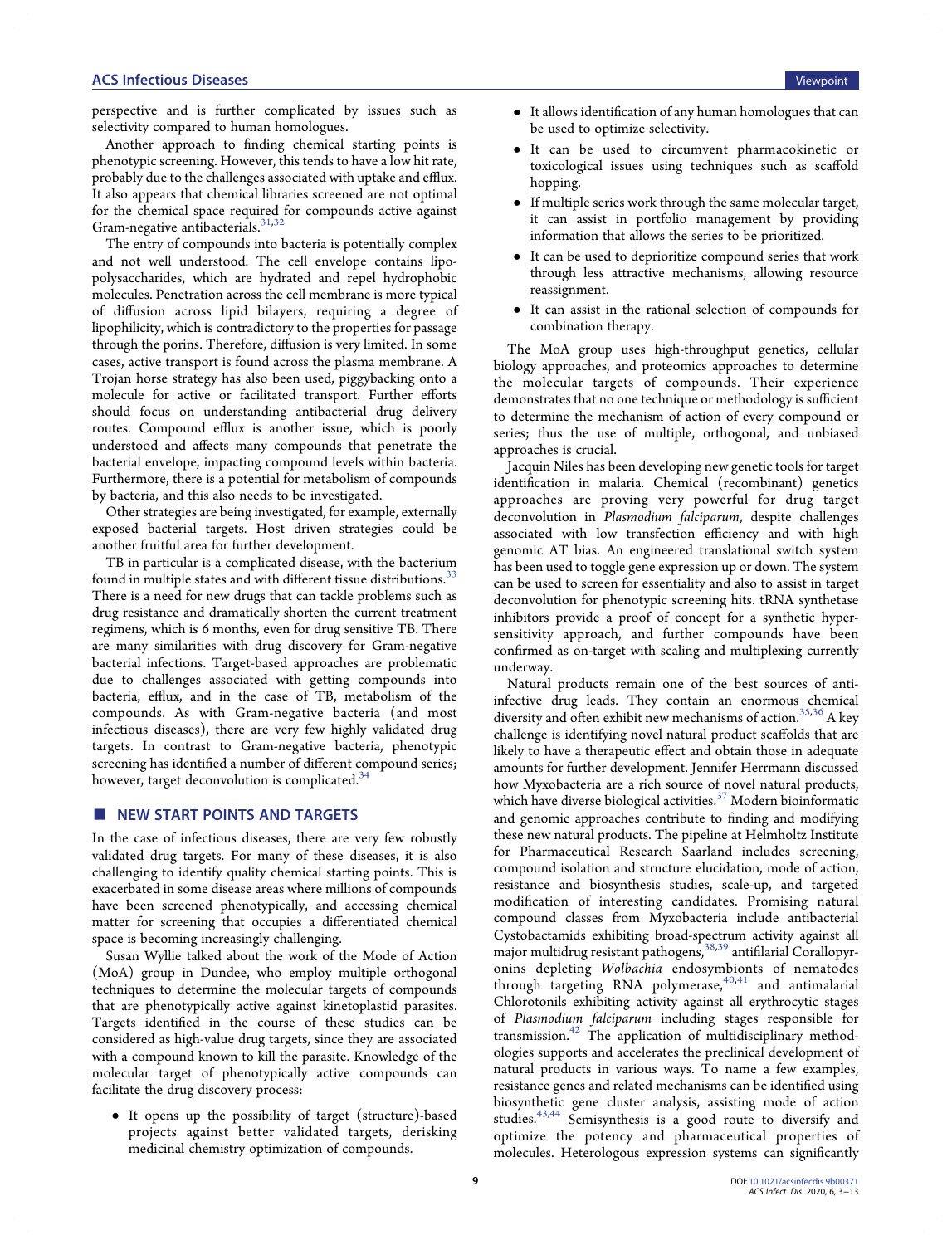perspective and is further complicated by issues such as selectivity compared to human homologues.

Another approach to finding chemical starting points is phenotypic screening. However, this tends to have a low hit rate, probably due to the challenges associated with uptake and efflux. It also appears that chemical libraries screened are not optimal for the chemical space required for compounds active against Gram-negative antibacterials.[31,32]

The entry of compounds into bacteria is potentially complex and not well understood. The cell envelope contains lipopolysaccharides, which are hydrated and repel hydrophobic molecules. Penetration across the cell membrane is more typical of diffusion across lipid bilayers, requiring a degree of lipophilicity, which is contradictory to the properties for passage through the porins. Therefore, diffusion is very limited. In some cases, active transport is found across the plasma membrane. A Trojan horse strategy has also been used, piggybacking onto a molecule for active or facilitated transport. Further efforts should focus on understanding antibacterial drug delivery routes. Compound efflux is another issue, which is poorly understood and affects many compounds that penetrate the bacterial envelope, impacting compound levels within bacteria. Furthermore, there is a potential for metabolism of compounds by bacteria, and this also needs to be investigated.

Other strategies are being investigated, for example, externally exposed bacterial targets. Host driven strategies could be another fruitful area for further development.

TB in particular is a complicated disease, with the bacterium found in multiple states and with different tissue distributions.[33] There is a need for new drugs that can tackle problems such as drug resistance and dramatically shorten the current treatment regimens, which is 6 months, even for drug sensitive TB. There are many similarities with drug discovery for Gram-negative bacterial infections. Target-based approaches are problematic due to challenges associated with getting compounds into bacteria, efflux, and in the case of TB, metabolism of the compounds. As with Gram-negative bacteria (and most infectious diseases), there are very few highly validated drug targets. In contrast to Gram-negative bacteria, phenotypic screening has identified a number of different compound series; however, target deconvolution is complicated.[34]

## NEW START POINTS AND TARGETS

In the case of infectious diseases, there are very few robustly validated drug targets. For many of these diseases, it is also challenging to identify quality chemical starting points. This is exacerbated in some disease areas where millions of compounds have been screened phenotypically, and accessing chemical matter for screening that occupies a differentiated chemical space is becoming increasingly challenging.

Susan Wyllie talked about the work of the Mode of Action (MoA) group in Dundee, who employ multiple orthogonal techniques to determine the molecular targets of compounds that are phenotypically active against kinetoplastid parasites. Targets identified in the course of these studies can be considered as high-value drug targets, since they are associated with a compound known to kill the parasite. Knowledge of the molecular target of phenotypically active compounds can facilitate the drug discovery process:

- It opens up the possibility of target (structure)-based projects against better validated targets, derisking medicinal chemistry optimization of compounds.
- It allows identification of any human homologues that can be used to optimize selectivity.
- It can be used to circumvent pharmacokinetic or toxicological issues using techniques such as scaffold hopping.
- If multiple series work through the same molecular target, it can assist in portfolio management by providing information that allows the series to be prioritized.
- It can be used to deprioritize compound series that work through less attractive mechanisms, allowing resource reassignment.
- It can assist in the rational selection of compounds for combination therapy.

The MoA group uses high-throughput genetics, cellular biology approaches, and proteomics approaches to determine the molecular targets of compounds. Their experience demonstrates that no one technique or methodology is sufficient to determine the mechanism of action of every compound or series; thus the use of multiple, orthogonal, and unbiased approaches is crucial.

Jacquin Niles has been developing new genetic tools for target identification in malaria. Chemical (recombinant) genetics approaches are proving very powerful for drug target deconvolution in *Plasmodium falciparum*, despite challenges associated with low transfection efficiency and with high genomic AT bias. An engineered translational switch system has been used to toggle gene expression up or down. The system can be used to screen for essentiality and also to assist in target deconvolution for phenotypic screening hits. tRNA synthetase inhibitors provide a proof of concept for a synthetic hypersensitivity approach, and further compounds have been confirmed as on-target with scaling and multiplexing currently underway.

Natural products remain one of the best sources of anti-infective drug leads. They contain an enormous chemical diversity and often exhibit new mechanisms of action.[35,36] A key challenge is identifying novel natural product scaffolds that are likely to have a therapeutic effect and obtain those in adequate amounts for further development. Jennifer Herrmann discussed how Myxobacteria are a rich source of novel natural products, which have diverse biological activities.[37] Modern bioinformatic and genomic approaches contribute to finding and modifying these new natural products. The pipeline at Helmholtz Institute for Pharmaceutical Research Saarland includes screening, compound isolation and structure elucidation, mode of action, resistance and biosynthesis studies, scale-up, and targeted modification of interesting candidates. Promising natural compound classes from Myxobacteria include antibacterial Cystobactamids exhibiting broad-spectrum activity against all major multidrug resistant pathogens,[38,39] antifilarial Corallopyronins depleting *Wolbachia* endosymbionts of nematodes through targeting RNA polymerase,[40,41] and antimalarial Chlorotonils exhibiting activity against all erythrocytic stages of *Plasmodium falciparum* including stages responsible for transmission.[42] The application of multidisciplinary methodologies supports and accelerates the preclinical development of natural products in various ways. To name a few examples, resistance genes and related mechanisms can be identified using biosynthetic gene cluster analysis, assisting mode of action studies.[43,44] Semisynthesis is a good route to diversify and optimize the potency and pharmaceutical properties of molecules. Heterologous expression systems can significantly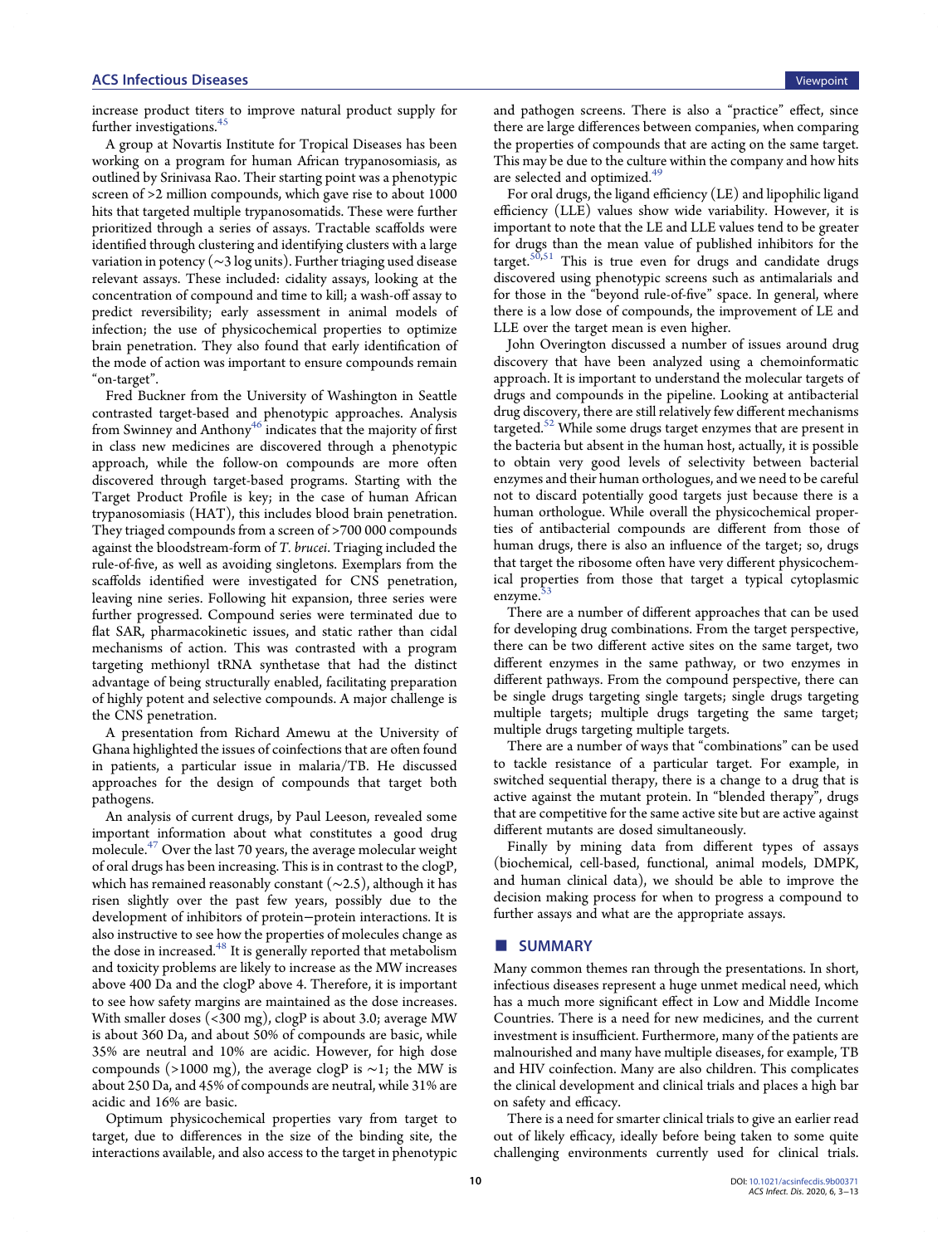increase product titers to improve natural product supply for further investigations.[45]

A group at Novartis Institute for Tropical Diseases has been working on a program for human African trypanosomiasis, as outlined by Srinivasa Rao. Their starting point was a phenotypic screen of >2 million compounds, which gave rise to about 1000 hits that targeted multiple trypanosomatids. These were further prioritized through a series of assays. Tractable scaffolds were identified through clustering and identifying clusters with a large variation in potency (∼3 log units). Further triaging used disease relevant assays. These included: cidality assays, looking at the concentration of compound and time to kill; a wash-off assay to predict reversibility; early assessment in animal models of infection; the use of physicochemical properties to optimize brain penetration. They also found that early identification of the mode of action was important to ensure compounds remain "on-target".

Fred Buckner from the University of Washington in Seattle contrasted target-based and phenotypic approaches. Analysis from Swinney and Anthony[46] indicates that the majority of first in class new medicines are discovered through a phenotypic approach, while the follow-on compounds are more often discovered through target-based programs. Starting with the Target Product Profile is key; in the case of human African trypanosomiasis (HAT), this includes blood brain penetration. They triaged compounds from a screen of >700 000 compounds against the bloodstream-form of *T. brucei*. Triaging included the rule-of-five, as well as avoiding singletons. Exemplars from the scaffolds identified were investigated for CNS penetration, leaving nine series. Following hit expansion, three series were further progressed. Compound series were terminated due to flat SAR, pharmacokinetic issues, and static rather than cidal mechanisms of action. This was contrasted with a program targeting methionyl tRNA synthetase that had the distinct advantage of being structurally enabled, facilitating preparation of highly potent and selective compounds. A major challenge is the CNS penetration.

A presentation from Richard Amewu at the University of Ghana highlighted the issues of coinfections that are often found in patients, a particular issue in malaria/TB. He discussed approaches for the design of compounds that target both pathogens.

An analysis of current drugs, by Paul Leeson, revealed some important information about what constitutes a good drug molecule.[47] Over the last 70 years, the average molecular weight of oral drugs has been increasing. This is in contrast to the clogP, which has remained reasonably constant (∼2.5), although it has risen slightly over the past few years, possibly due to the development of inhibitors of protein−protein interactions. It is also instructive to see how the properties of molecules change as the dose in increased.[48] It is generally reported that metabolism and toxicity problems are likely to increase as the MW increases above 400 Da and the clogP above 4. Therefore, it is important to see how safety margins are maintained as the dose increases. With smaller doses (<300 mg), clogP is about 3.0; average MW is about 360 Da, and about 50% of compounds are basic, while 35% are neutral and 10% are acidic. However, for high dose compounds (>1000 mg), the average clogP is ∼1; the MW is about 250 Da, and 45% of compounds are neutral, while 31% are acidic and 16% are basic.

Optimum physicochemical properties vary from target to target, due to differences in the size of the binding site, the interactions available, and also access to the target in phenotypic and pathogen screens. There is also a "practice" effect, since there are large differences between companies, when comparing the properties of compounds that are acting on the same target. This may be due to the culture within the company and how hits are selected and optimized.[49]

For oral drugs, the ligand efficiency (LE) and lipophilic ligand efficiency (LLE) values show wide variability. However, it is important to note that the LE and LLE values tend to be greater for drugs than the mean value of published inhibitors for the target.[50,51] This is true even for drugs and candidate drugs discovered using phenotypic screens such as antimalarials and for those in the "beyond rule-of-five" space. In general, where there is a low dose of compounds, the improvement of LE and LLE over the target mean is even higher.

John Overington discussed a number of issues around drug discovery that have been analyzed using a chemoinformatic approach. It is important to understand the molecular targets of drugs and compounds in the pipeline. Looking at antibacterial drug discovery, there are still relatively few different mechanisms targeted.[52] While some drugs target enzymes that are present in the bacteria but absent in the human host, actually, it is possible to obtain very good levels of selectivity between bacterial enzymes and their human orthologues, and we need to be careful not to discard potentially good targets just because there is a human orthologue. While overall the physicochemical properties of antibacterial compounds are different from those of human drugs, there is also an influence of the target; so, drugs that target the ribosome often have very different physicochemical properties from those that target a typical cytoplasmic enzyme.[53]

There are a number of different approaches that can be used for developing drug combinations. From the target perspective, there can be two different active sites on the same target, two different enzymes in the same pathway, or two enzymes in different pathways. From the compound perspective, there can be single drugs targeting single targets; single drugs targeting multiple targets; multiple drugs targeting the same target; multiple drugs targeting multiple targets.

There are a number of ways that "combinations" can be used to tackle resistance of a particular target. For example, in switched sequential therapy, there is a change to a drug that is active against the mutant protein. In "blended therapy", drugs that are competitive for the same active site but are active against different mutants are dosed simultaneously.

Finally by mining data from different types of assays (biochemical, cell-based, functional, animal models, DMPK, and human clinical data), we should be able to improve the decision making process for when to progress a compound to further assays and what are the appropriate assays.

## SUMMARY

Many common themes ran through the presentations. In short, infectious diseases represent a huge unmet medical need, which has a much more significant effect in Low and Middle Income Countries. There is a need for new medicines, and the current investment is insufficient. Furthermore, many of the patients are malnourished and many have multiple diseases, for example, TB and HIV coinfection. Many are also children. This complicates the clinical development and clinical trials and places a high bar on safety and efficacy.

There is a need for smarter clinical trials to give an earlier read out of likely efficacy, ideally before being taken to some quite challenging environments currently used for clinical trials.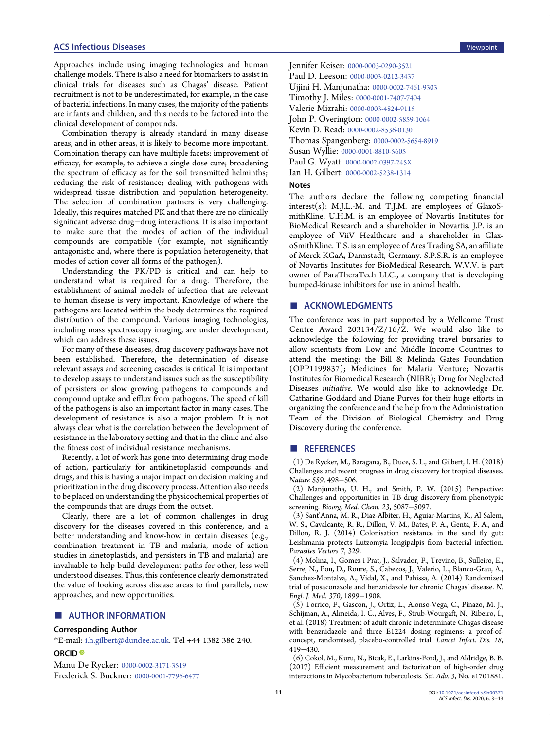Approaches include using imaging technologies and human challenge models. There is also a need for biomarkers to assist in clinical trials for diseases such as Chagas' disease. Patient recruitment is not to be underestimated, for example, in the case of bacterial infections. In many cases, the majority of the patients are infants and children, and this needs to be factored into the clinical development of compounds.

Combination therapy is already standard in many disease areas, and in other areas, it is likely to become more important. Combination therapy can have multiple facets: improvement of efficacy, for example, to achieve a single dose cure; broadening the spectrum of efficacy as for the soil transmitted helminths; reducing the risk of resistance; dealing with pathogens with widespread tissue distribution and population heterogeneity. The selection of combination partners is very challenging. Ideally, this requires matched PK and that there are no clinically significant adverse drug−drug interactions. It is also important to make sure that the modes of action of the individual compounds are compatible (for example, not significantly antagonistic and, where there is population heterogeneity, that modes of action cover all forms of the pathogen).

Understanding the PK/PD is critical and can help to understand what is required for a drug. Therefore, the establishment of animal models of infection that are relevant to human disease is very important. Knowledge of where the pathogens are located within the body determines the required distribution of the compound. Various imaging technologies, including mass spectroscopy imaging, are under development, which can address these issues.

For many of these diseases, drug discovery pathways have not been established. Therefore, the determination of disease relevant assays and screening cascades is critical. It is important to develop assays to understand issues such as the susceptibility of persisters or slow growing pathogens to compounds and compound uptake and efflux from pathogens. The speed of kill of the pathogens is also an important factor in many cases. The development of resistance is also a major problem. It is not always clear what is the correlation between the development of resistance in the laboratory setting and that in the clinic and also the fitness cost of individual resistance mechanisms.

Recently, a lot of work has gone into determining drug mode of action, particularly for antikinetoplastid compounds and drugs, and this is having a major impact on decision making and prioritization in the drug discovery process. Attention also needs to be placed on understanding the physicochemical properties of the compounds that are drugs from the outset.

Clearly, there are a lot of common challenges in drug discovery for the diseases covered in this conference, and a better understanding and know-how in certain diseases (e.g., combination treatment in TB and malaria, mode of action studies in kinetoplastids, and persisters in TB and malaria) are invaluable to help build development paths for other, less well understood diseases. Thus, this conference clearly demonstrated the value of looking across disease areas to find parallels, new approaches, and new opportunities.

## ■ AUTHOR INFORMATION

### Corresponding Author

*E-mail: i.h.gilbert@dundee.ac.uk. Tel +44 1382 386 240.

### ORCID

Manu De Rycker: 0000-0002-3171-3519
Frederick S. Buckner: 0000-0001-7796-6477
Jennifer Keiser: 0000-0003-0290-3521
Paul D. Leeson: 0000-0003-0212-3437
Ujjini H. Manjunatha: 0000-0002-7461-9303
Timothy J. Miles: 0000-0001-7407-7404
Valerie Mizrahi: 0000-0003-4824-9115
John P. Overington: 0000-0002-5859-1064
Kevin D. Read: 0000-0002-8536-0130
Thomas Spangenberg: 0000-0002-5654-8919
Susan Wyllie: 0000-0001-8810-5605
Paul G. Wyatt: 0000-0002-0397-245X
Ian H. Gilbert: 0000-0002-5238-1314

### Notes

The authors declare the following competing financial interest(s): M.J.L.-M. and T.J.M. are employees of GlaxoSmithKline. U.H.M. is an employee of Novartis Institutes for BioMedical Research and a shareholder in Novartis. J.P. is an employee of ViiV Healthcare and a shareholder in GlaxoSmithKline. T.S. is an employee of Ares Trading SA, an affiliate of Merck KGaA, Darmstadt, Germany. S.P.S.R. is an employee of Novartis Institutes for BioMedical Research. W.V.V. is part owner of ParaTheraTech LLC., a company that is developing bumped-kinase inhibitors for use in animal health.

## ■ ACKNOWLEDGMENTS

The conference was in part supported by a Wellcome Trust Centre Award 203134/Z/16/Z. We would also like to acknowledge the following for providing travel bursaries to allow scientists from Low and Middle Income Countries to attend the meeting: the Bill & Melinda Gates Foundation (OPP1199837); Medicines for Malaria Venture; Novartis Institutes for Biomedical Research (NIBR); Drug for Neglected Diseases *initiative*. We would also like to acknowledge Dr. Catharine Goddard and Diane Purves for their huge efforts in organizing the conference and the help from the Administration Team of the Division of Biological Chemistry and Drug Discovery during the conference.

## ■ REFERENCES

(1) De Rycker, M., Baragana, B., Duce, S. L., and Gilbert, I. H. (2018) Challenges and recent progress in drug discovery for tropical diseases. *Nature 559*, 498−506.

(2) Manjunatha, U. H., and Smith, P. W. (2015) Perspective: Challenges and opportunities in TB drug discovery from phenotypic screening. *Bioorg. Med. Chem. 23*, 5087−5097.

(3) Sant'Anna, M. R., Diaz-Albiter, H., Aguiar-Martins, K., Al Salem, W. S., Cavalcante, R. R., Dillon, V. M., Bates, P. A., Genta, F. A., and Dillon, R. J. (2014) Colonisation resistance in the sand fly gut: Leishmania protects Lutzomyia longipalpis from bacterial infection. *Parasites Vectors 7*, 329.

(4) Molina, I., Gomez i Prat, J., Salvador, F., Trevino, B., Sulleiro, E., Serre, N., Pou, D., Roure, S., Cabezos, J., Valerio, L., Blanco-Grau, A., Sanchez-Montalva, A., Vidal, X., and Pahissa, A. (2014) Randomized trial of posaconazole and benznidazole for chronic Chagas' disease. *N. Engl. J. Med. 370*, 1899−1908.

(5) Torrico, F., Gascon, J., Ortiz, L., Alonso-Vega, C., Pinazo, M. J., Schijman, A., Almeida, I. C., Alves, F., Strub-Wourgaft, N., Ribeiro, I., et al. (2018) Treatment of adult chronic indeterminate Chagas disease with benznidazole and three E1224 dosing regimens: a proof-of-concept, randomised, placebo-controlled trial. *Lancet Infect. Dis. 18*, 419−430.

(6) Cokol, M., Kuru, N., Bicak, E., Larkins-Ford, J., and Aldridge, B. B. (2017) Efficient measurement and factorization of high-order drug interactions in Mycobacterium tuberculosis. *Sci. Adv. 3*, No. e1701881.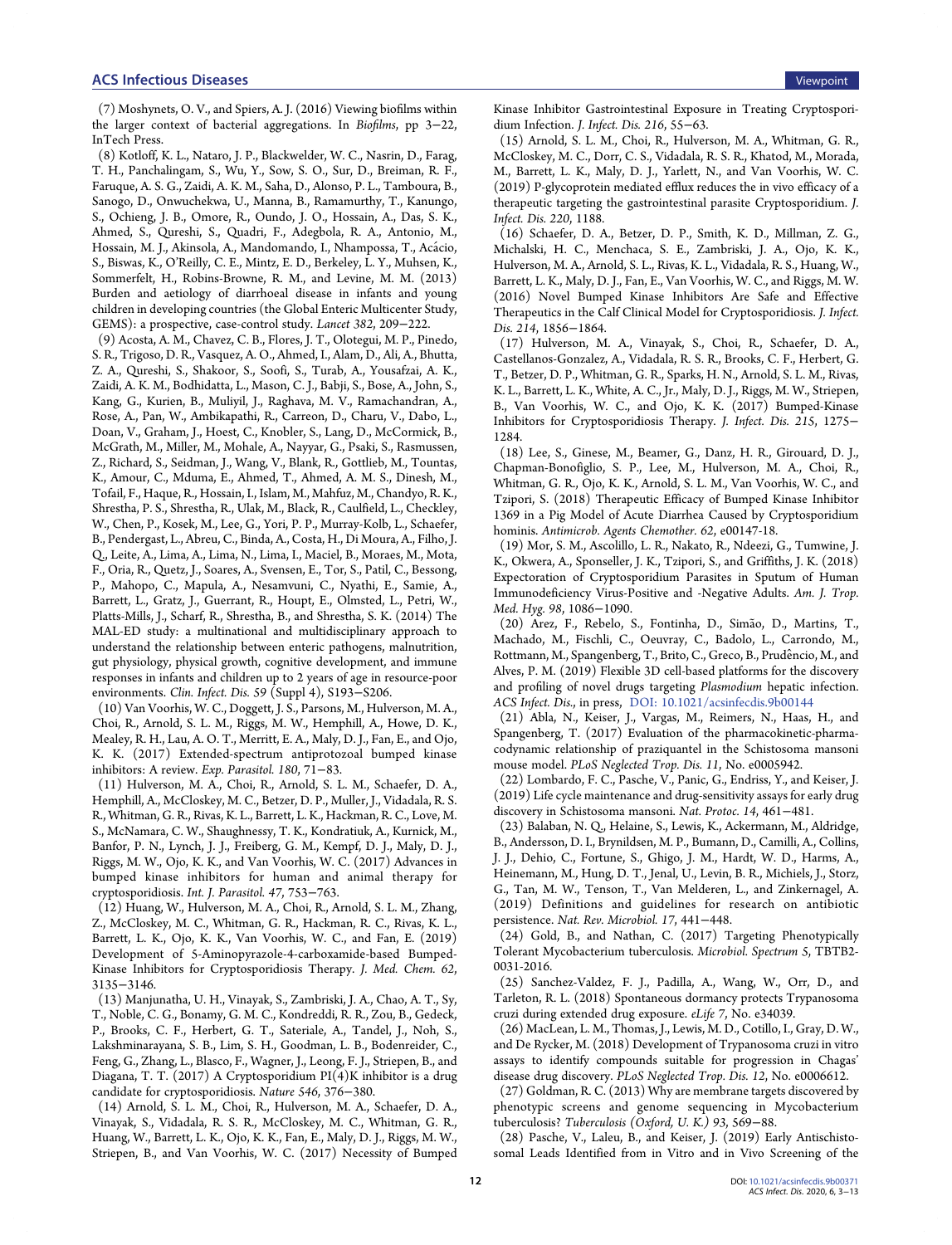(7) Moshynets, O. V., and Spiers, A. J. (2016) Viewing biofilms within the larger context of bacterial aggregations. In *Biofilms*, pp 3−22, InTech Press.

(8) Kotloff, K. L., Nataro, J. P., Blackwelder, W. C., Nasrin, D., Farag, T. H., Panchalingam, S., Wu, Y., Sow, S. O., Sur, D., Breiman, R. F., Faruque, A. S. G., Zaidi, A. K. M., Saha, D., Alonso, P. L., Tamboura, B., Sanogo, D., Onwuchekwa, U., Manna, B., Ramamurthy, T., Kanungo, S., Ochieng, J. B., Omore, R., Oundo, J. O., Hossain, A., Das, S. K., Ahmed, S., Qureshi, S., Quadri, F., Adegbola, R. A., Antonio, M., Hossain, M. J., Akinsola, A., Mandomando, I., Nhampossa, T., Acácio, S., Biswas, K., O'Reilly, C. E., Mintz, E. D., Berkeley, L. Y., Muhsen, K., Sommerfelt, H., Robins-Browne, R. M., and Levine, M. M. (2013) Burden and aetiology of diarrhoeal disease in infants and young children in developing countries (the Global Enteric Multicenter Study, GEMS): a prospective, case-control study. *Lancet 382*, 209−222.

(9) Acosta, A. M., Chavez, C. B., Flores, J. T., Olotegui, M. P., Pinedo, S. R., Trigoso, D. R., Vasquez, A. O., Ahmed, I., Alam, D., Ali, A., Bhutta, Z. A., Qureshi, S., Shakoor, S., Soofi, S., Turab, A., Yousafzai, A. K., Zaidi, A. K. M., Bodhidatta, L., Mason, C. J., Babji, S., Bose, A., John, S., Kang, G., Kurien, B., Muliyil, J., Raghava, M. V., Ramachandran, A., Rose, A., Pan, W., Ambikapathi, R., Carreon, D., Charu, V., Dabo, L., Doan, V., Graham, J., Hoest, C., Knobler, S., Lang, D., McCormick, B., McGrath, M., Miller, M., Mohale, A., Nayyar, G., Psaki, S., Rasmussen, Z., Richard, S., Seidman, J., Wang, V., Blank, R., Gottlieb, M., Tountas, K., Amour, C., Mduma, E., Ahmed, T., Ahmed, A. M. S., Dinesh, M., Tofail, F., Haque, R., Hossain, I., Islam, M., Mahfuz, M., Chandyo, R. K., Shrestha, P. S., Shrestha, R., Ulak, M., Black, R., Caulfield, L., Checkley, W., Chen, P., Kosek, M., Lee, G., Yori, P. P., Murray-Kolb, L., Schaefer, B., Pendergast, L., Abreu, C., Binda, A., Costa, H., Di Moura, A., Filho, J. Q., Leite, A., Lima, A., Lima, N., Lima, I., Maciel, B., Moraes, M., Mota, F., Oria, R., Quetz, J., Soares, A., Svensen, E., Tor, S., Patil, C., Bessong, P., Mahopo, C., Mapula, A., Nesamvuni, C., Nyathi, E., Samie, A., Barrett, L., Gratz, J., Guerrant, R., Houpt, E., Olmsted, L., Petri, W., Platts-Mills, J., Scharf, R., Shrestha, B., and Shrestha, S. K. (2014) The MAL-ED study: a multinational and multidisciplinary approach to understand the relationship between enteric pathogens, malnutrition, gut physiology, physical growth, cognitive development, and immune responses in infants and children up to 2 years of age in resource-poor environments. *Clin. Infect. Dis. 59* (Suppl 4), S193−S206.

(10) Van Voorhis, W. C., Doggett, J. S., Parsons, M., Hulverson, M. A., Choi, R., Arnold, S. L. M., Riggs, M. W., Hemphill, A., Howe, D. K., Mealey, R. H., Lau, A. O. T., Merritt, E. A., Maly, D. J., Fan, E., and Ojo, K. K. (2017) Extended-spectrum antiprotozoal bumped kinase inhibitors: A review. *Exp. Parasitol. 180*, 71−83.

(11) Hulverson, M. A., Choi, R., Arnold, S. L. M., Schaefer, D. A., Hemphill, A., McCloskey, M. C., Betzer, D. P., Muller, J., Vidadala, R. S. R., Whitman, G. R., Rivas, K. L., Barrett, L. K., Hackman, R. C., Love, M. S., McNamara, C. W., Shaughnessy, T. K., Kondratiuk, A., Kurnick, M., Banfor, P. N., Lynch, J. J., Freiberg, G. M., Kempf, D. J., Maly, D. J., Riggs, M. W., Ojo, K. K., and Van Voorhis, W. C. (2017) Advances in bumped kinase inhibitors for human and animal therapy for cryptosporidiosis. *Int. J. Parasitol. 47*, 753−763.

(12) Huang, W., Hulverson, M. A., Choi, R., Arnold, S. L. M., Zhang, Z., McCloskey, M. C., Whitman, G. R., Hackman, R. C., Rivas, K. L., Barrett, L. K., Ojo, K. K., Van Voorhis, W. C., and Fan, E. (2019) Development of 5-Aminopyrazole-4-carboxamide-based Bumped-Kinase Inhibitors for Cryptosporidiosis Therapy. *J. Med. Chem. 62*, 3135−3146.

(13) Manjunatha, U. H., Vinayak, S., Zambriski, J. A., Chao, A. T., Sy, T., Noble, C. G., Bonamy, G. M. C., Kondreddi, R. R., Zou, B., Gedeck, P., Brooks, C. F., Herbert, G. T., Sateriale, A., Tandel, J., Noh, S., Lakshminarayana, S. B., Lim, S. H., Goodman, L. B., Bodenreider, C., Feng, G., Zhang, L., Blasco, F., Wagner, J., Leong, F. J., Striepen, B., and Diagana, T. T. (2017) A Cryptosporidium PI(4)K inhibitor is a drug candidate for cryptosporidiosis. *Nature 546*, 376−380.

(14) Arnold, S. L. M., Choi, R., Hulverson, M. A., Schaefer, D. A., Vinayak, S., Vidadala, R. S. R., McCloskey, M. C., Whitman, G. R., Huang, W., Barrett, L. K., Ojo, K. K., Fan, E., Maly, D. J., Riggs, M. W., Striepen, B., and Van Voorhis, W. C. (2017) Necessity of Bumped Kinase Inhibitor Gastrointestinal Exposure in Treating Cryptosporidium Infection. *J. Infect. Dis. 216*, 55−63.

(15) Arnold, S. L. M., Choi, R., Hulverson, M. A., Whitman, G. R., McCloskey, M. C., Dorr, C. S., Vidadala, R. S. R., Khatod, M., Morada, M., Barrett, L. K., Maly, D. J., Yarlett, N., and Van Voorhis, W. C. (2019) P-glycoprotein mediated efflux reduces the in vivo efficacy of a therapeutic targeting the gastrointestinal parasite Cryptosporidium. *J. Infect. Dis. 220*, 1188.

(16) Schaefer, D. A., Betzer, D. P., Smith, K. D., Millman, Z. G., Michalski, H. C., Menchaca, S. E., Zambriski, J. A., Ojo, K. K., Hulverson, M. A., Arnold, S. L., Rivas, K. L., Vidadala, R. S., Huang, W., Barrett, L. K., Maly, D. J., Fan, E., Van Voorhis, W. C., and Riggs, M. W. (2016) Novel Bumped Kinase Inhibitors Are Safe and Effective Therapeutics in the Calf Clinical Model for Cryptosporidiosis. *J. Infect. Dis. 214*, 1856−1864.

(17) Hulverson, M. A., Vinayak, S., Choi, R., Schaefer, D. A., Castellanos-Gonzalez, A., Vidadala, R. S. R., Brooks, C. F., Herbert, G. T., Betzer, D. P., Whitman, G. R., Sparks, H. N., Arnold, S. L. M., Rivas, K. L., Barrett, L. K., White, A. C., Jr., Maly, D. J., Riggs, M. W., Striepen, B., Van Voorhis, W. C., and Ojo, K. K. (2017) Bumped-Kinase Inhibitors for Cryptosporidiosis Therapy. *J. Infect. Dis. 215*, 1275−1284.

(18) Lee, S., Ginese, M., Beamer, G., Danz, H. R., Girouard, D. J., Chapman-Bonofiglio, S. P., Lee, M., Hulverson, M. A., Choi, R., Whitman, G. R., Ojo, K. K., Arnold, S. L. M., Van Voorhis, W. C., and Tzipori, S. (2018) Therapeutic Efficacy of Bumped Kinase Inhibitor 1369 in a Pig Model of Acute Diarrhea Caused by Cryptosporidium hominis. *Antimicrob. Agents Chemother. 62*, e00147-18.

(19) Mor, S. M., Ascolillo, L. R., Nakato, R., Ndeezi, G., Tumwine, J. K., Okwera, A., Sponseller, J. K., Tzipori, S., and Griffiths, J. K. (2018) Expectoration of Cryptosporidium Parasites in Sputum of Human Immunodeficiency Virus-Positive and -Negative Adults. *Am. J. Trop. Med. Hyg. 98*, 1086−1090.

(20) Arez, F., Rebelo, S., Fontinha, D., Simão, D., Martins, T., Machado, M., Fischli, C., Oeuvray, C., Badolo, L., Carrondo, M., Rottmann, M., Spangenberg, T., Brito, C., Greco, B., Prudêncio, M., and Alves, P. M. (2019) Flexible 3D cell-based platforms for the discovery and profiling of novel drugs targeting *Plasmodium* hepatic infection. *ACS Infect. Dis.*, in press, DOI: 10.1021/acsinfecdis.9b00144

(21) Abla, N., Keiser, J., Vargas, M., Reimers, N., Haas, H., and Spangenberg, T. (2017) Evaluation of the pharmacokinetic-pharmacodynamic relationship of praziquantel in the Schistosoma mansoni mouse model. *PLoS Neglected Trop. Dis. 11*, No. e0005942.

(22) Lombardo, F. C., Pasche, V., Panic, G., Endriss, Y., and Keiser, J. (2019) Life cycle maintenance and drug-sensitivity assays for early drug discovery in Schistosoma mansoni. *Nat. Protoc. 14*, 461−481.

(23) Balaban, N. Q., Helaine, S., Lewis, K., Ackermann, M., Aldridge, B., Andersson, D. I., Brynildsen, M. P., Bumann, D., Camilli, A., Collins, J. J., Dehio, C., Fortune, S., Ghigo, J. M., Hardt, W. D., Harms, A., Heinemann, M., Hung, D. T., Jenal, U., Levin, B. R., Michiels, J., Storz, G., Tan, M. W., Tenson, T., Van Melderen, L., and Zinkernagel, A. (2019) Definitions and guidelines for research on antibiotic persistence. *Nat. Rev. Microbiol. 17*, 441−448.

(24) Gold, B., and Nathan, C. (2017) Targeting Phenotypically Tolerant Mycobacterium tuberculosis. *Microbiol. Spectrum 5*, TBTB2-0031-2016.

(25) Sanchez-Valdez, F. J., Padilla, A., Wang, W., Orr, D., and Tarleton, R. L. (2018) Spontaneous dormancy protects Trypanosoma cruzi during extended drug exposure. *eLife 7*, No. e34039.

(26) MacLean, L. M., Thomas, J., Lewis, M. D., Cotillo, I., Gray, D. W., and De Rycker, M. (2018) Development of Trypanosoma cruzi in vitro assays to identify compounds suitable for progression in Chagas' disease drug discovery. *PLoS Neglected Trop. Dis. 12*, No. e0006612.

(27) Goldman, R. C. (2013) Why are membrane targets discovered by phenotypic screens and genome sequencing in Mycobacterium tuberculosis? *Tuberculosis (Oxford, U. K.) 93*, 569−588.

(28) Pasche, V., Laleu, B., and Keiser, J. (2019) Early Antischistosomal Leads Identified from in Vitro and in Vivo Screening of the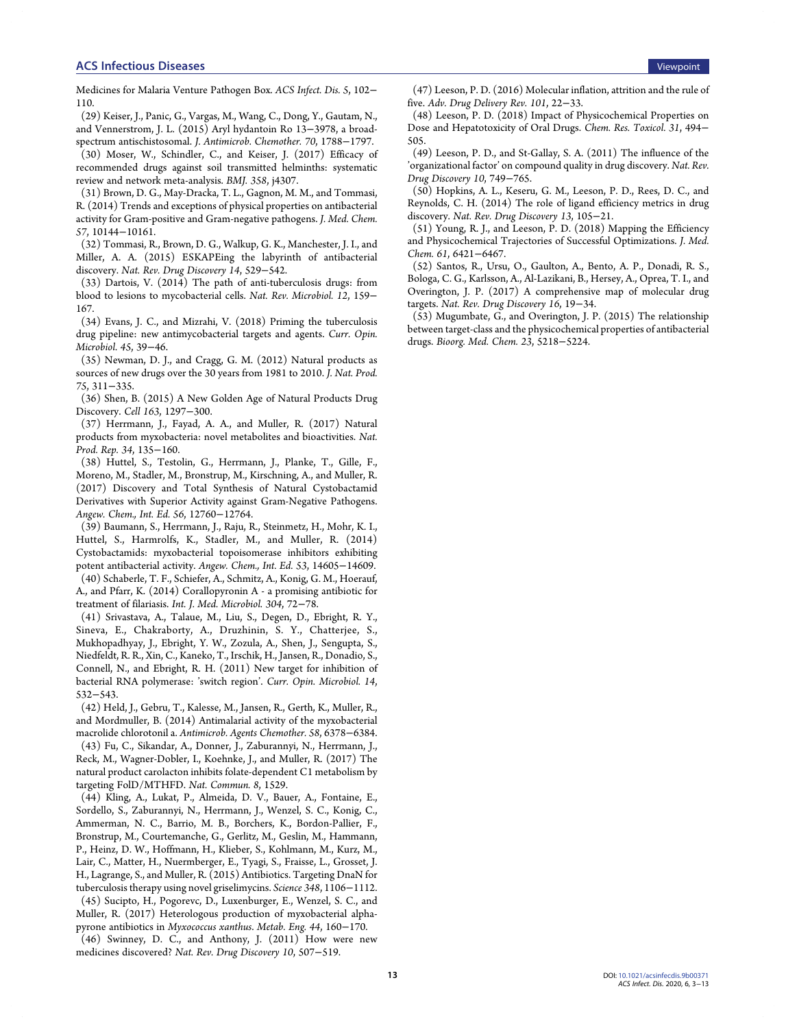Medicines for Malaria Venture Pathogen Box. *ACS Infect. Dis. 5*, 102−110.

(29) Keiser, J., Panic, G., Vargas, M., Wang, C., Dong, Y., Gautam, N., and Vennerstrom, J. L. (2015) Aryl hydantoin Ro 13−3978, a broad-spectrum antischistosomal. *J. Antimicrob. Chemother. 70*, 1788−1797.

(30) Moser, W., Schindler, C., and Keiser, J. (2017) Efficacy of recommended drugs against soil transmitted helminths: systematic review and network meta-analysis. *BMJ. 358*, j4307.

(31) Brown, D. G., May-Dracka, T. L., Gagnon, M. M., and Tommasi, R. (2014) Trends and exceptions of physical properties on antibacterial activity for Gram-positive and Gram-negative pathogens. *J. Med. Chem. 57*, 10144−10161.

(32) Tommasi, R., Brown, D. G., Walkup, G. K., Manchester, J. I., and Miller, A. A. (2015) ESKAPEing the labyrinth of antibacterial discovery. *Nat. Rev. Drug Discovery 14*, 529−542.

(33) Dartois, V. (2014) The path of anti-tuberculosis drugs: from blood to lesions to mycobacterial cells. *Nat. Rev. Microbiol. 12*, 159−167.

(34) Evans, J. C., and Mizrahi, V. (2018) Priming the tuberculosis drug pipeline: new antimycobacterial targets and agents. *Curr. Opin. Microbiol. 45*, 39−46.

(35) Newman, D. J., and Cragg, G. M. (2012) Natural products as sources of new drugs over the 30 years from 1981 to 2010. *J. Nat. Prod. 75*, 311−335.

(36) Shen, B. (2015) A New Golden Age of Natural Products Drug Discovery. *Cell 163*, 1297−300.

(37) Herrmann, J., Fayad, A. A., and Muller, R. (2017) Natural products from myxobacteria: novel metabolites and bioactivities. *Nat. Prod. Rep. 34*, 135−160.

(38) Huttel, S., Testolin, G., Herrmann, J., Planke, T., Gille, F., Moreno, M., Stadler, M., Bronstrup, M., Kirschning, A., and Muller, R. (2017) Discovery and Total Synthesis of Natural Cystobactamid Derivatives with Superior Activity against Gram-Negative Pathogens. *Angew. Chem., Int. Ed. 56*, 12760−12764.

(39) Baumann, S., Herrmann, J., Raju, R., Steinmetz, H., Mohr, K. I., Huttel, S., Harmrolfs, K., Stadler, M., and Muller, R. (2014) Cystobactamids: myxobacterial topoisomerase inhibitors exhibiting potent antibacterial activity. *Angew. Chem., Int. Ed. 53*, 14605−14609.

(40) Schaberle, T. F., Schiefer, A., Schmitz, A., Konig, G. M., Hoerauf, A., and Pfarr, K. (2014) Corallopyronin A - a promising antibiotic for treatment of filariasis. *Int. J. Med. Microbiol. 304*, 72−78.

(41) Srivastava, A., Talaue, M., Liu, S., Degen, D., Ebright, R. Y., Sineva, E., Chakraborty, A., Druzhinin, S. Y., Chatterjee, S., Mukhopadhyay, J., Ebright, Y. W., Zozula, A., Shen, J., Sengupta, S., Niedfeldt, R. R., Xin, C., Kaneko, T., Irschik, H., Jansen, R., Donadio, S., Connell, N., and Ebright, R. H. (2011) New target for inhibition of bacterial RNA polymerase: 'switch region'. *Curr. Opin. Microbiol. 14*, 532−543.

(42) Held, J., Gebru, T., Kalesse, M., Jansen, R., Gerth, K., Muller, R., and Mordmuller, B. (2014) Antimalarial activity of the myxobacterial macrolide chlorotonil a. *Antimicrob. Agents Chemother. 58*, 6378−6384.

(43) Fu, C., Sikandar, A., Donner, J., Zaburannyi, N., Herrmann, J., Reck, M., Wagner-Dobler, I., Koehnke, J., and Muller, R. (2017) The natural product carolacton inhibits folate-dependent C1 metabolism by targeting FolD/MTHFD. *Nat. Commun. 8*, 1529.

(44) Kling, A., Lukat, P., Almeida, D. V., Bauer, A., Fontaine, E., Sordello, S., Zaburannyi, N., Herrmann, J., Wenzel, S. C., Konig, C., Ammerman, N. C., Barrio, M. B., Borchers, K., Bordon-Pallier, F., Bronstrup, M., Courtemanche, G., Gerlitz, M., Geslin, M., Hammann, P., Heinz, D. W., Hoffmann, H., Klieber, S., Kohlmann, M., Kurz, M., Lair, C., Matter, H., Nuermberger, E., Tyagi, S., Fraisse, L., Grosset, J. H., Lagrange, S., and Muller, R. (2015) Antibiotics. Targeting DnaN for tuberculosis therapy using novel griselimycins. *Science 348*, 1106−1112.

(45) Sucipto, H., Pogorevc, D., Luxenburger, E., Wenzel, S. C., and Muller, R. (2017) Heterologous production of myxobacterial alpha-pyrone antibiotics in *Myxococcus xanthus*. *Metab. Eng. 44*, 160−170.

(46) Swinney, D. C., and Anthony, J. (2011) How were new medicines discovered? *Nat. Rev. Drug Discovery 10*, 507−519.

(47) Leeson, P. D. (2016) Molecular inflation, attrition and the rule of five. *Adv. Drug Delivery Rev. 101*, 22−33.

(48) Leeson, P. D. (2018) Impact of Physicochemical Properties on Dose and Hepatotoxicity of Oral Drugs. *Chem. Res. Toxicol. 31*, 494−505.

(49) Leeson, P. D., and St-Gallay, S. A. (2011) The influence of the 'organizational factor' on compound quality in drug discovery. *Nat. Rev. Drug Discovery 10*, 749−765.

(50) Hopkins, A. L., Keseru, G. M., Leeson, P. D., Rees, D. C., and Reynolds, C. H. (2014) The role of ligand efficiency metrics in drug discovery. *Nat. Rev. Drug Discovery 13*, 105−21.

(51) Young, R. J., and Leeson, P. D. (2018) Mapping the Efficiency and Physicochemical Trajectories of Successful Optimizations. *J. Med. Chem. 61*, 6421−6467.

(52) Santos, R., Ursu, O., Gaulton, A., Bento, A. P., Donadi, R. S., Bologa, C. G., Karlsson, A., Al-Lazikani, B., Hersey, A., Oprea, T. I., and Overington, J. P. (2017) A comprehensive map of molecular drug targets. *Nat. Rev. Drug Discovery 16*, 19−34.

(53) Mugumbate, G., and Overington, J. P. (2015) The relationship between target-class and the physicochemical properties of antibacterial drugs. *Bioorg. Med. Chem. 23*, 5218−5224.